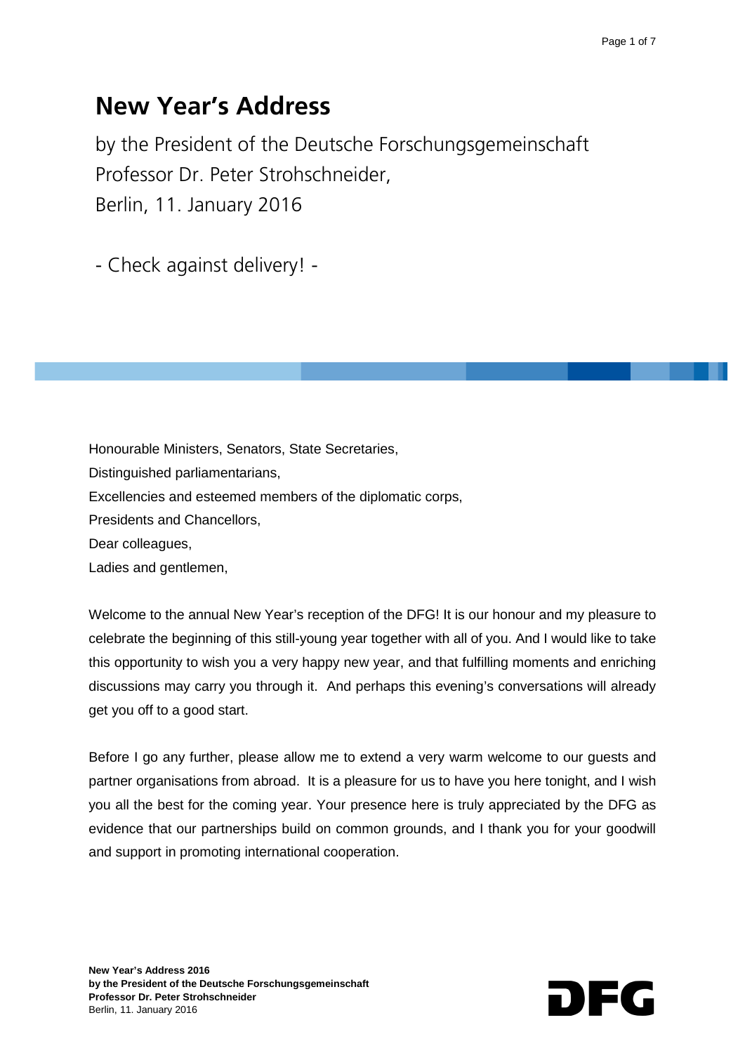# New Year's Address

by the President of the Deutsche Forschungsgemeinschaft
Professor Dr. Peter Strohschneider,
Berlin, 11. January 2016

- Check against delivery! -

Honourable Ministers, Senators, State Secretaries,
Distinguished parliamentarians,
Excellencies and esteemed members of the diplomatic corps,
Presidents and Chancellors,
Dear colleagues,
Ladies and gentlemen,

Welcome to the annual New Year's reception of the DFG! It is our honour and my pleasure to celebrate the beginning of this still-young year together with all of you. And I would like to take this opportunity to wish you a very happy new year, and that fulfilling moments and enriching discussions may carry you through it. And perhaps this evening's conversations will already get you off to a good start.

Before I go any further, please allow me to extend a very warm welcome to our guests and partner organisations from abroad. It is a pleasure for us to have you here tonight, and I wish you all the best for the coming year. Your presence here is truly appreciated by the DFG as evidence that our partnerships build on common grounds, and I thank you for your goodwill and support in promoting international cooperation.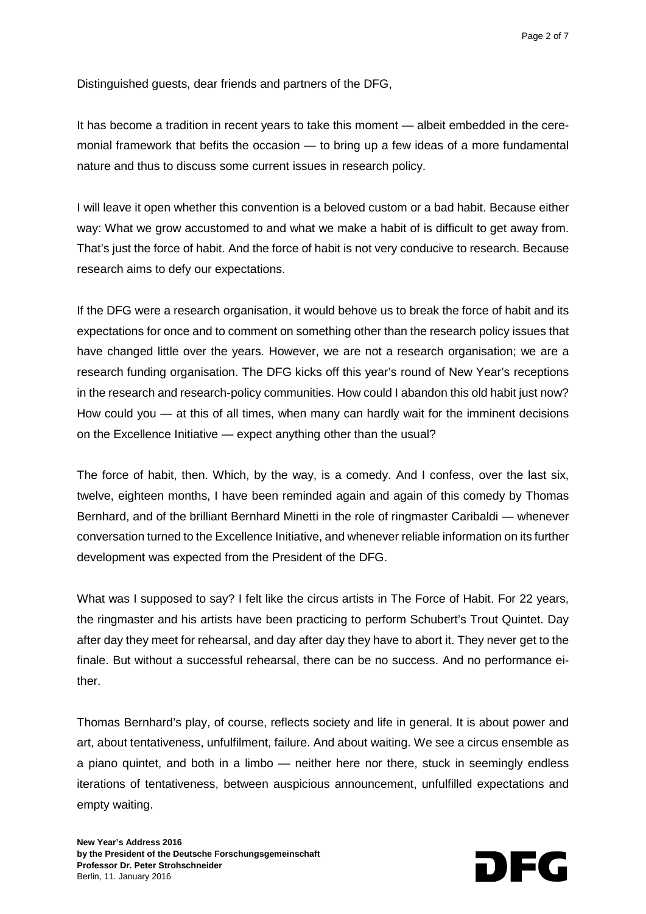Distinguished guests, dear friends and partners of the DFG,

It has become a tradition in recent years to take this moment — albeit embedded in the ceremonial framework that befits the occasion — to bring up a few ideas of a more fundamental nature and thus to discuss some current issues in research policy.

I will leave it open whether this convention is a beloved custom or a bad habit. Because either way: What we grow accustomed to and what we make a habit of is difficult to get away from. That's just the force of habit. And the force of habit is not very conducive to research. Because research aims to defy our expectations.

If the DFG were a research organisation, it would behove us to break the force of habit and its expectations for once and to comment on something other than the research policy issues that have changed little over the years. However, we are not a research organisation; we are a research funding organisation. The DFG kicks off this year's round of New Year's receptions in the research and research-policy communities. How could I abandon this old habit just now? How could you — at this of all times, when many can hardly wait for the imminent decisions on the Excellence Initiative — expect anything other than the usual?

The force of habit, then. Which, by the way, is a comedy. And I confess, over the last six, twelve, eighteen months, I have been reminded again and again of this comedy by Thomas Bernhard, and of the brilliant Bernhard Minetti in the role of ringmaster Caribaldi — whenever conversation turned to the Excellence Initiative, and whenever reliable information on its further development was expected from the President of the DFG.

What was I supposed to say? I felt like the circus artists in The Force of Habit. For 22 years, the ringmaster and his artists have been practicing to perform Schubert's Trout Quintet. Day after day they meet for rehearsal, and day after day they have to abort it. They never get to the finale. But without a successful rehearsal, there can be no success. And no performance either.

Thomas Bernhard's play, of course, reflects society and life in general. It is about power and art, about tentativeness, unfulfilment, failure. And about waiting. We see a circus ensemble as a piano quintet, and both in a limbo — neither here nor there, stuck in seemingly endless iterations of tentativeness, between auspicious announcement, unfulfilled expectations and empty waiting.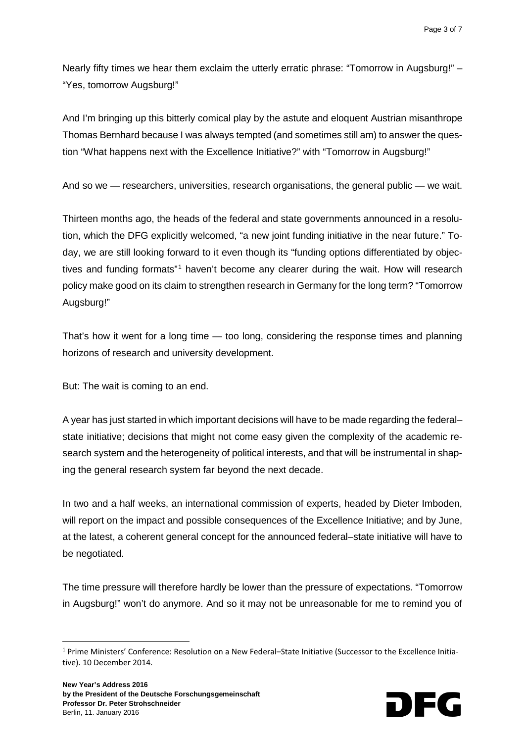Nearly fifty times we hear them exclaim the utterly erratic phrase: "Tomorrow in Augsburg!" – "Yes, tomorrow Augsburg!"

And I'm bringing up this bitterly comical play by the astute and eloquent Austrian misanthrope Thomas Bernhard because I was always tempted (and sometimes still am) to answer the question "What happens next with the Excellence Initiative?" with "Tomorrow in Augsburg!"

And so we — researchers, universities, research organisations, the general public — we wait.

Thirteen months ago, the heads of the federal and state governments announced in a resolution, which the DFG explicitly welcomed, "a new joint funding initiative in the near future." Today, we are still looking forward to it even though its "funding options differentiated by objectives and funding formats"[1] haven't become any clearer during the wait. How will research policy make good on its claim to strengthen research in Germany for the long term? "Tomorrow Augsburg!"

That's how it went for a long time — too long, considering the response times and planning horizons of research and university development.

But: The wait is coming to an end.

A year has just started in which important decisions will have to be made regarding the federal–state initiative; decisions that might not come easy given the complexity of the academic research system and the heterogeneity of political interests, and that will be instrumental in shaping the general research system far beyond the next decade.

In two and a half weeks, an international commission of experts, headed by Dieter Imboden, will report on the impact and possible consequences of the Excellence Initiative; and by June, at the latest, a coherent general concept for the announced federal–state initiative will have to be negotiated.

The time pressure will therefore hardly be lower than the pressure of expectations. "Tomorrow in Augsburg!" won't do anymore. And so it may not be unreasonable for me to remind you of

[1] Prime Ministers' Conference: Resolution on a New Federal–State Initiative (Successor to the Excellence Initiative). 10 December 2014.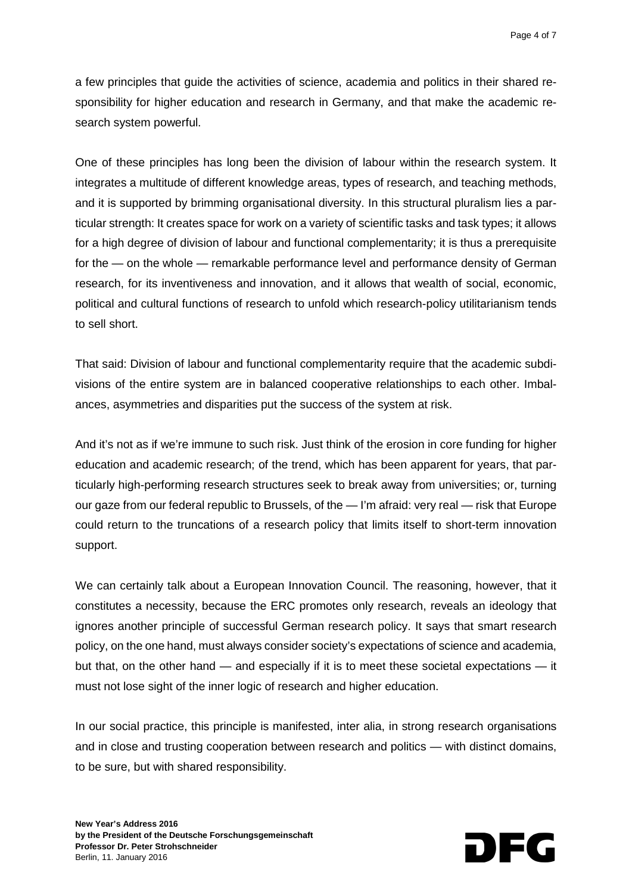a few principles that guide the activities of science, academia and politics in their shared responsibility for higher education and research in Germany, and that make the academic research system powerful.

One of these principles has long been the division of labour within the research system. It integrates a multitude of different knowledge areas, types of research, and teaching methods, and it is supported by brimming organisational diversity. In this structural pluralism lies a particular strength: It creates space for work on a variety of scientific tasks and task types; it allows for a high degree of division of labour and functional complementarity; it is thus a prerequisite for the — on the whole — remarkable performance level and performance density of German research, for its inventiveness and innovation, and it allows that wealth of social, economic, political and cultural functions of research to unfold which research-policy utilitarianism tends to sell short.

That said: Division of labour and functional complementarity require that the academic subdivisions of the entire system are in balanced cooperative relationships to each other. Imbalances, asymmetries and disparities put the success of the system at risk.

And it's not as if we're immune to such risk. Just think of the erosion in core funding for higher education and academic research; of the trend, which has been apparent for years, that particularly high-performing research structures seek to break away from universities; or, turning our gaze from our federal republic to Brussels, of the — I'm afraid: very real — risk that Europe could return to the truncations of a research policy that limits itself to short-term innovation support.

We can certainly talk about a European Innovation Council. The reasoning, however, that it constitutes a necessity, because the ERC promotes only research, reveals an ideology that ignores another principle of successful German research policy. It says that smart research policy, on the one hand, must always consider society's expectations of science and academia, but that, on the other hand — and especially if it is to meet these societal expectations — it must not lose sight of the inner logic of research and higher education.

In our social practice, this principle is manifested, inter alia, in strong research organisations and in close and trusting cooperation between research and politics — with distinct domains, to be sure, but with shared responsibility.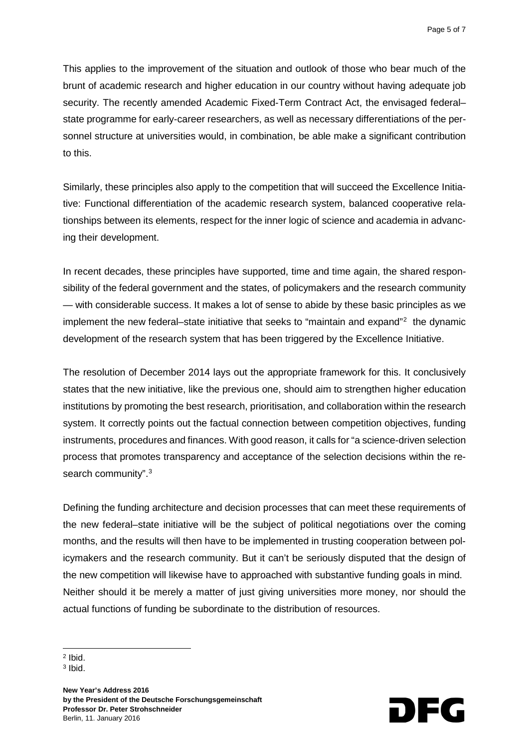This applies to the improvement of the situation and outlook of those who bear much of the brunt of academic research and higher education in our country without having adequate job security. The recently amended Academic Fixed-Term Contract Act, the envisaged federal–state programme for early-career researchers, as well as necessary differentiations of the personnel structure at universities would, in combination, be able make a significant contribution to this.

Similarly, these principles also apply to the competition that will succeed the Excellence Initiative: Functional differentiation of the academic research system, balanced cooperative relationships between its elements, respect for the inner logic of science and academia in advancing their development.

In recent decades, these principles have supported, time and time again, the shared responsibility of the federal government and the states, of policymakers and the research community — with considerable success. It makes a lot of sense to abide by these basic principles as we implement the new federal–state initiative that seeks to "maintain and expand"[2] the dynamic development of the research system that has been triggered by the Excellence Initiative.

The resolution of December 2014 lays out the appropriate framework for this. It conclusively states that the new initiative, like the previous one, should aim to strengthen higher education institutions by promoting the best research, prioritisation, and collaboration within the research system. It correctly points out the factual connection between competition objectives, funding instruments, procedures and finances. With good reason, it calls for "a science-driven selection process that promotes transparency and acceptance of the selection decisions within the research community".[3]

Defining the funding architecture and decision processes that can meet these requirements of the new federal–state initiative will be the subject of political negotiations over the coming months, and the results will then have to be implemented in trusting cooperation between policymakers and the research community. But it can't be seriously disputed that the design of the new competition will likewise have to approached with substantive funding goals in mind. Neither should it be merely a matter of just giving universities more money, nor should the actual functions of funding be subordinate to the distribution of resources.

[2] Ibid.

[3] Ibid.

**New Year's Address 2016**
**by the President of the Deutsche Forschungsgemeinschaft**
**Professor Dr. Peter Strohschneider**
Berlin, 11. January 2016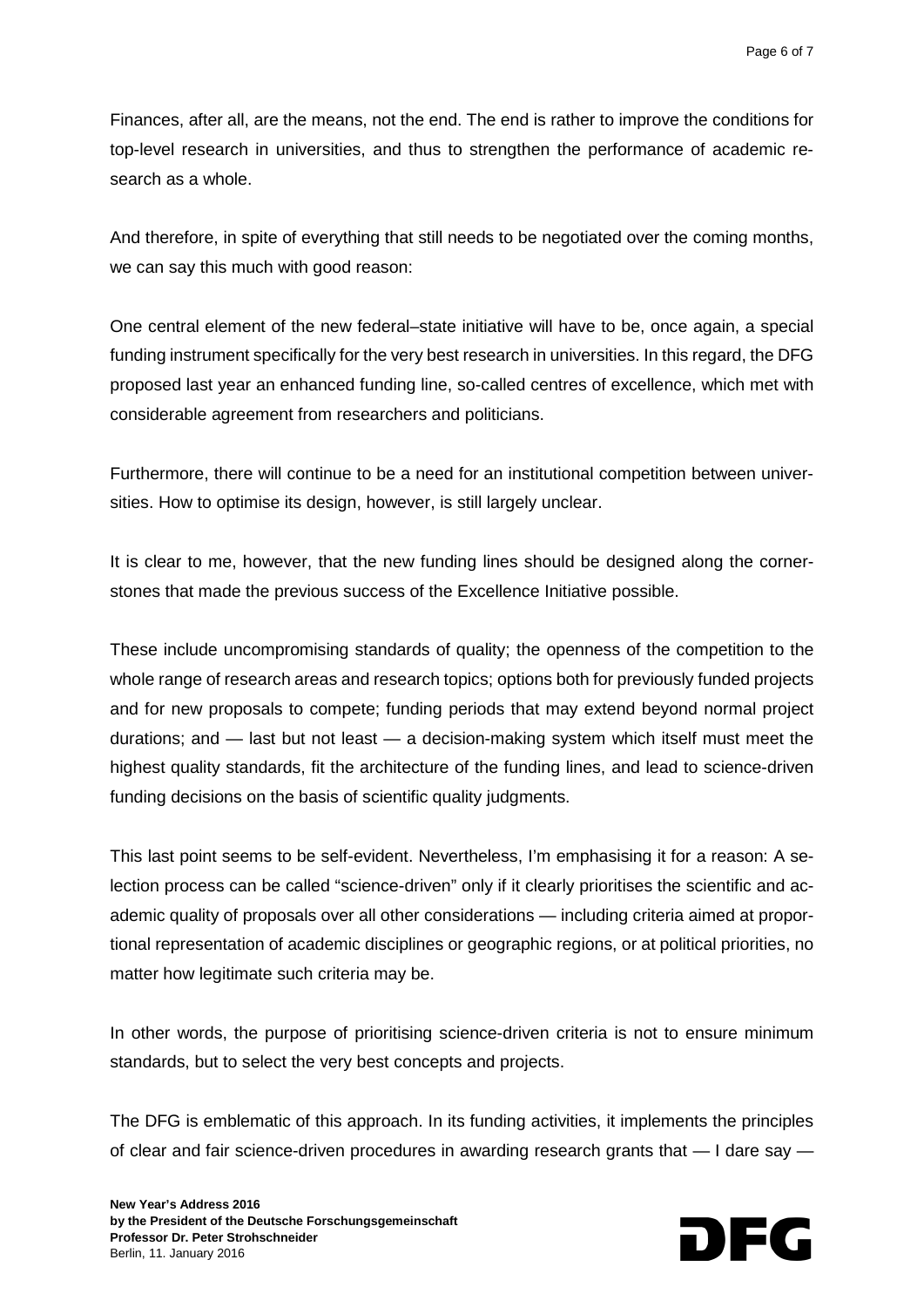Finances, after all, are the means, not the end. The end is rather to improve the conditions for top-level research in universities, and thus to strengthen the performance of academic research as a whole.

And therefore, in spite of everything that still needs to be negotiated over the coming months, we can say this much with good reason:

One central element of the new federal–state initiative will have to be, once again, a special funding instrument specifically for the very best research in universities. In this regard, the DFG proposed last year an enhanced funding line, so-called centres of excellence, which met with considerable agreement from researchers and politicians.

Furthermore, there will continue to be a need for an institutional competition between universities. How to optimise its design, however, is still largely unclear.

It is clear to me, however, that the new funding lines should be designed along the cornerstones that made the previous success of the Excellence Initiative possible.

These include uncompromising standards of quality; the openness of the competition to the whole range of research areas and research topics; options both for previously funded projects and for new proposals to compete; funding periods that may extend beyond normal project durations; and — last but not least — a decision-making system which itself must meet the highest quality standards, fit the architecture of the funding lines, and lead to science-driven funding decisions on the basis of scientific quality judgments.

This last point seems to be self-evident. Nevertheless, I'm emphasising it for a reason: A selection process can be called "science-driven" only if it clearly prioritises the scientific and academic quality of proposals over all other considerations — including criteria aimed at proportional representation of academic disciplines or geographic regions, or at political priorities, no matter how legitimate such criteria may be.

In other words, the purpose of prioritising science-driven criteria is not to ensure minimum standards, but to select the very best concepts and projects.

The DFG is emblematic of this approach. In its funding activities, it implements the principles of clear and fair science-driven procedures in awarding research grants that — I dare say —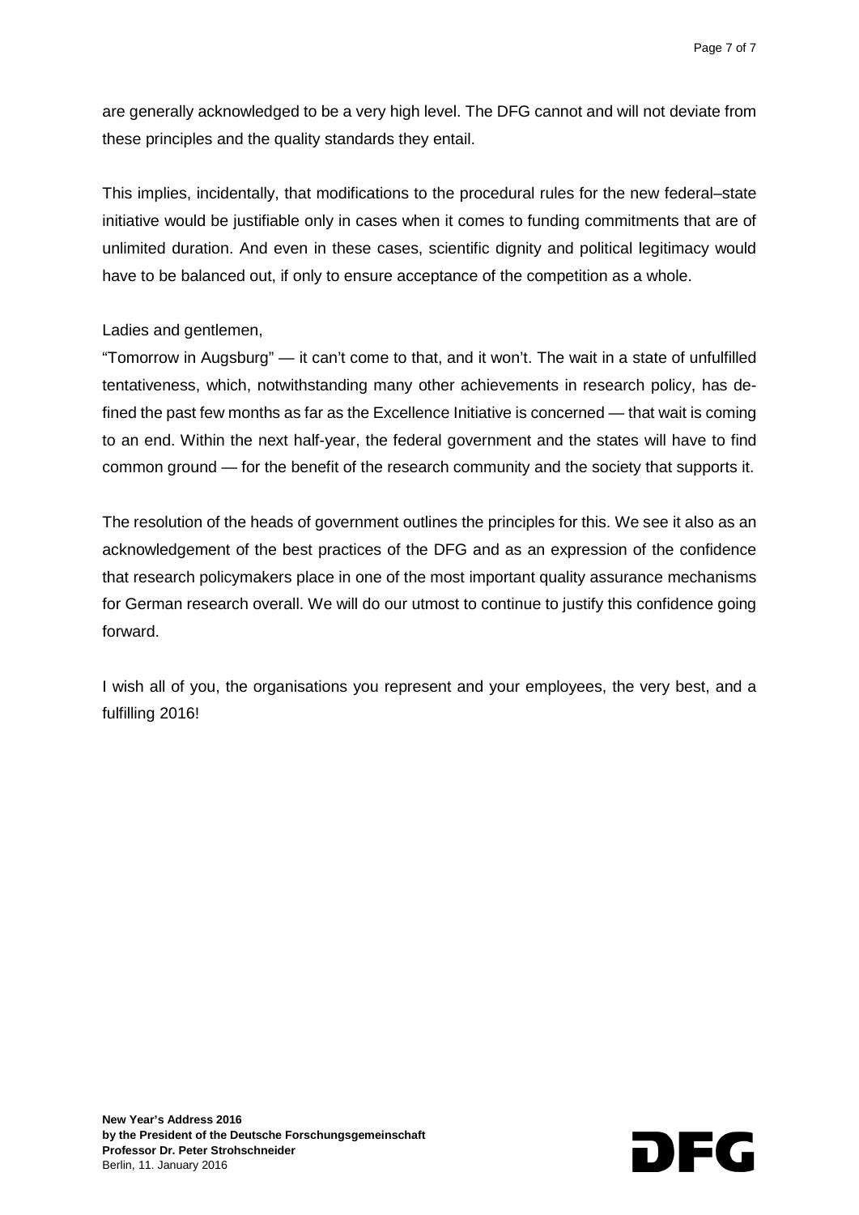are generally acknowledged to be a very high level. The DFG cannot and will not deviate from these principles and the quality standards they entail.

This implies, incidentally, that modifications to the procedural rules for the new federal–state initiative would be justifiable only in cases when it comes to funding commitments that are of unlimited duration. And even in these cases, scientific dignity and political legitimacy would have to be balanced out, if only to ensure acceptance of the competition as a whole.

Ladies and gentlemen,
"Tomorrow in Augsburg" — it can't come to that, and it won't. The wait in a state of unfulfilled tentativeness, which, notwithstanding many other achievements in research policy, has defined the past few months as far as the Excellence Initiative is concerned — that wait is coming to an end. Within the next half-year, the federal government and the states will have to find common ground — for the benefit of the research community and the society that supports it.

The resolution of the heads of government outlines the principles for this. We see it also as an acknowledgement of the best practices of the DFG and as an expression of the confidence that research policymakers place in one of the most important quality assurance mechanisms for German research overall. We will do our utmost to continue to justify this confidence going forward.

I wish all of you, the organisations you represent and your employees, the very best, and a fulfilling 2016!

**New Year's Address 2016**
**by the President of the Deutsche Forschungsgemeinschaft**
**Professor Dr. Peter Strohschneider**
Berlin, 11. January 2016